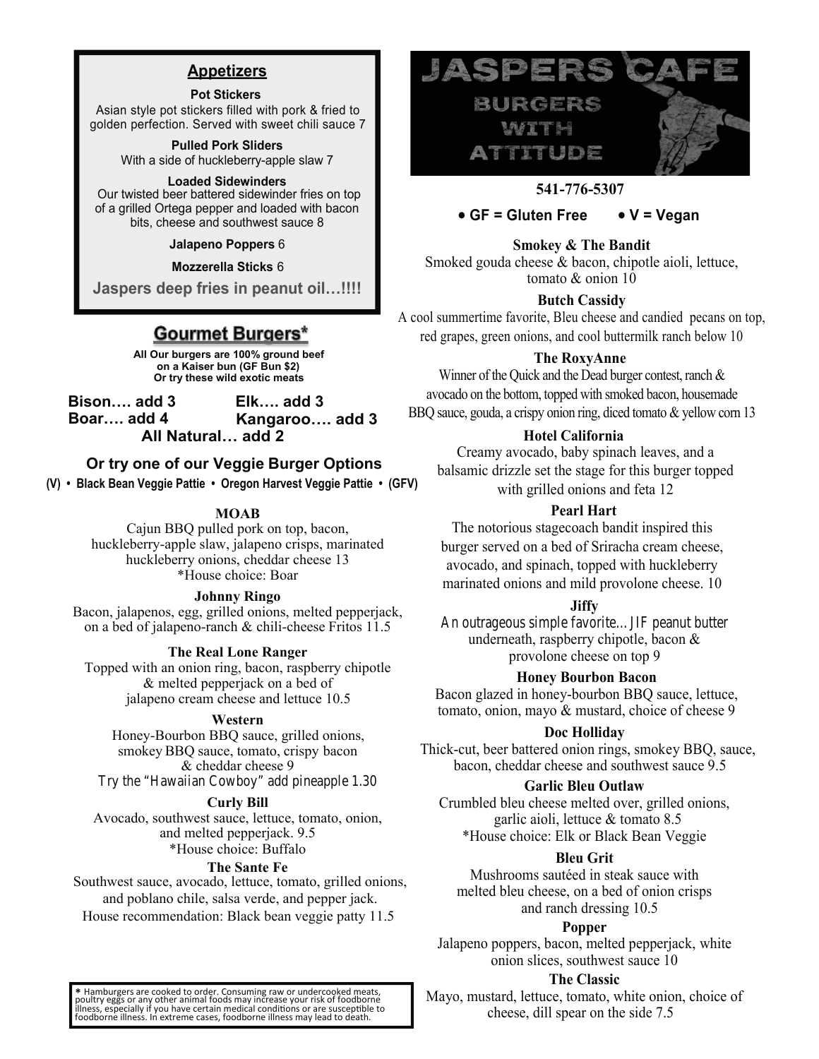## Appetizers

**Pot Stickers**
Asian style pot stickers filled with pork & fried to golden perfection. Served with sweet chili sauce 7

**Pulled Pork Sliders**
With a side of huckleberry-apple slaw 7

**Loaded Sidewinders**
Our twisted beer battered sidewinder fries on top of a grilled Ortega pepper and loaded with bacon bits, cheese and southwest sauce 8

**Jalapeno Poppers** 6

**Mozzerella Sticks** 6

**Jaspers deep fries in peanut oil…!!!!**

## Gourmet Burgers*

**All Our burgers are 100% ground beef on a Kaiser bun (GF Bun $2) Or try these wild exotic meats**

**Bison…. add 3**
**Elk…. add 3**
**Boar…. add 4**
**Kangaroo…. add 3**
**All Natural… add 2**

### Or try one of our Veggie Burger Options

**(V) • Black Bean Veggie Pattie • Oregon Harvest Veggie Pattie • (GFV)**

**MOAB**
Cajun BBQ pulled pork on top, bacon, huckleberry-apple slaw, jalapeno crisps, marinated huckleberry onions, cheddar cheese 13
*House choice: Boar

**Johnny Ringo**
Bacon, jalapenos, egg, grilled onions, melted pepperjack, on a bed of jalapeno-ranch & chili-cheese Fritos 11.5

**The Real Lone Ranger**
Topped with an onion ring, bacon, raspberry chipotle & melted pepperjack on a bed of jalapeno cream cheese and lettuce 10.5

**Western**
Honey-Bourbon BBQ sauce, grilled onions, smokey BBQ sauce, tomato, crispy bacon & cheddar cheese 9
*Try the "Hawaiian Cowboy" add pineapple 1.30*

**Curly Bill**
Avocado, southwest sauce, lettuce, tomato, onion, and melted pepperjack. 9.5
*House choice: Buffalo

**The Sante Fe**
Southwest sauce, avocado, lettuce, tomato, grilled onions, and poblano chile, salsa verde, and pepper jack.
House recommendation: Black bean veggie patty 11.5

* Hamburgers are cooked to order. Consuming raw or undercooked meats, poultry eggs or any other animal foods may increase your risk of foodborne illness, especially if you have certain medical conditions or are susceptible to foodborne illness. In extreme cases, foodborne illness may lead to death.

# JASPERS CAFE
## BURGERS WITH ATTITUDE

**541-776-5307**

**• GF = Gluten Free • V = Vegan**

**Smokey & The Bandit**
Smoked gouda cheese & bacon, chipotle aioli, lettuce, tomato & onion 10

**Butch Cassidy**
A cool summertime favorite, Bleu cheese and candied pecans on top, red grapes, green onions, and cool buttermilk ranch below 10

**The RoxyAnne**
Winner of the Quick and the Dead burger contest, ranch & avocado on the bottom, topped with smoked bacon, housemade BBQ sauce, gouda, a crispy onion ring, diced tomato & yellow corn 13

**Hotel California**
Creamy avocado, baby spinach leaves, and a balsamic drizzle set the stage for this burger topped with grilled onions and feta 12

**Pearl Hart**
The notorious stagecoach bandit inspired this burger served on a bed of Sriracha cream cheese, avocado, and spinach, topped with huckleberry marinated onions and mild provolone cheese. 10

**Jiffy**
*An outrageous simple favorite… JIF peanut butter* underneath, raspberry chipotle, bacon & provolone cheese on top 9

**Honey Bourbon Bacon**
Bacon glazed in honey-bourbon BBQ sauce, lettuce, tomato, onion, mayo & mustard, choice of cheese 9

**Doc Holliday**
Thick-cut, beer battered onion rings, smokey BBQ, sauce, bacon, cheddar cheese and southwest sauce 9.5

**Garlic Bleu Outlaw**
Crumbled bleu cheese melted over, grilled onions, garlic aioli, lettuce & tomato 8.5
*House choice: Elk or Black Bean Veggie

**Bleu Grit**
Mushrooms sautéed in steak sauce with melted bleu cheese, on a bed of onion crisps and ranch dressing 10.5

**Popper**
Jalapeno poppers, bacon, melted pepperjack, white onion slices, southwest sauce 10

**The Classic**
Mayo, mustard, lettuce, tomato, white onion, choice of cheese, dill spear on the side 7.5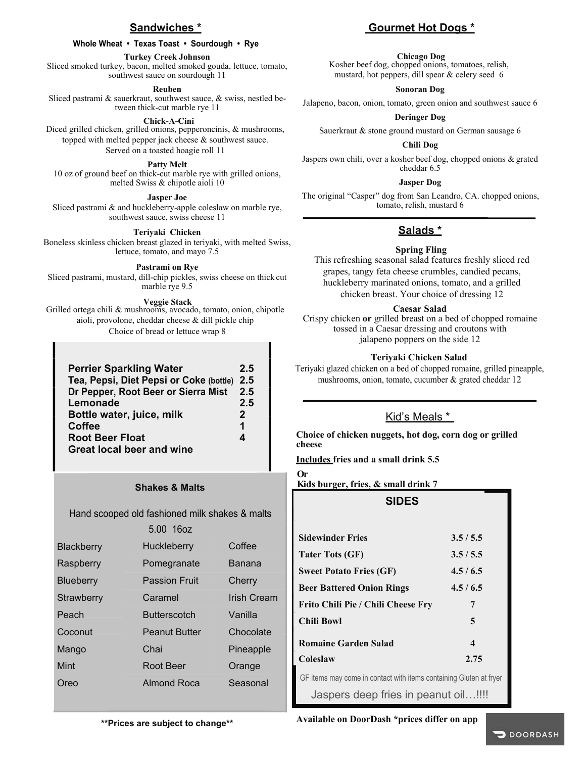## Sandwiches *

**Whole Wheat • Texas Toast • Sourdough • Rye**

**Turkey Creek Johnson**
Sliced smoked turkey, bacon, melted smoked gouda, lettuce, tomato, southwest sauce on sourdough 11

**Reuben**
Sliced pastrami & sauerkraut, southwest sauce, & swiss, nestled between thick-cut marble rye 11

**Chick-A-Cini**
Diced grilled chicken, grilled onions, pepperoncinis, & mushrooms, topped with melted pepper jack cheese & southwest sauce. Served on a toasted hoagie roll 11

**Patty Melt**
10 oz of ground beef on thick-cut marble rye with grilled onions, melted Swiss & chipotle aioli 10

**Jasper Joe**
Sliced pastrami & and huckleberry-apple coleslaw on marble rye, southwest sauce, swiss cheese 11

**Teriyaki Chicken**
Boneless skinless chicken breast glazed in teriyaki, with melted Swiss, lettuce, tomato, and mayo 7.5

**Pastrami on Rye**
Sliced pastrami, mustard, dill-chip pickles, swiss cheese on thick cut marble rye 9.5

**Veggie Stack**
Grilled ortega chili & mushrooms, avocado, tomato, onion, chipotle aioli, provolone, cheddar cheese & dill pickle chip
Choice of bread or lettuce wrap 8

| | |
|---|---|
| **Perrier Sparkling Water** | **2.5** |
| **Tea, Pepsi, Diet Pepsi or Coke (bottle)** | **2.5** |
| **Dr Pepper, Root Beer or Sierra Mist** | **2.5** |
| **Lemonade** | **2.5** |
| **Bottle water, juice, milk** | **2** |
| **Coffee** | **1** |
| **Root Beer Float** | **4** |
| **Great local beer and wine** | |

### Shakes & Malts

Hand scooped old fashioned milk shakes & malts

5.00 16oz

| | | |
|---|---|---|
| Blackberry | Huckleberry | Coffee |
| Raspberry | Pomegranate | Banana |
| Blueberry | Passion Fruit | Cherry |
| Strawberry | Caramel | Irish Cream |
| Peach | Butterscotch | Vanilla |
| Coconut | Peanut Butter | Chocolate |
| Mango | Chai | Pineapple |
| Mint | Root Beer | Orange |
| Oreo | Almond Roca | Seasonal |

**\*\*Prices are subject to change\*\***

## Gourmet Hot Dogs *

**Chicago Dog**
Kosher beef dog, chopped onions, tomatoes, relish, mustard, hot peppers, dill spear & celery seed 6

**Sonoran Dog**
Jalapeno, bacon, onion, tomato, green onion and southwest sauce 6

**Deringer Dog**
Sauerkraut & stone ground mustard on German sausage 6

**Chili Dog**
Jaspers own chili, over a kosher beef dog, chopped onions & grated cheddar 6.5

**Jasper Dog**
The original "Casper" dog from San Leandro, CA. chopped onions, tomato, relish, mustard 6

## Salads *

**Spring Fling**
This refreshing seasonal salad features freshly sliced red grapes, tangy feta cheese crumbles, candied pecans, huckleberry marinated onions, tomato, and a grilled chicken breast. Your choice of dressing 12

**Caesar Salad**
Crispy chicken **or** grilled breast on a bed of chopped romaine tossed in a Caesar dressing and croutons with jalapeno poppers on the side 12

**Teriyaki Chicken Salad**
Teriyaki glazed chicken on a bed of chopped romaine, grilled pineapple, mushrooms, onion, tomato, cucumber & grated cheddar 12

## Kid's Meals *

**Choice of chicken nuggets, hot dog, corn dog or grilled cheese**

**Includes fries and a small drink 5.5**

**Or**

**Kids burger, fries, & small drink 7**

### SIDES

| | |
|---|---|
| **Sidewinder Fries** | **3.5 / 5.5** |
| **Tater Tots (GF)** | **3.5 / 5.5** |
| **Sweet Potato Fries (GF)** | **4.5 / 6.5** |
| **Beer Battered Onion Rings** | **4.5 / 6.5** |
| **Frito Chili Pie / Chili Cheese Fry** | **7** |
| **Chili Bowl** | **5** |
| **Romaine Garden Salad** | **4** |
| **Coleslaw** | **2.75** |

GF items may come in contact with items containing Gluten at fryer

Jaspers deep fries in peanut oil…!!!!

**Available on DoorDash *prices differ on app**

DOORDASH